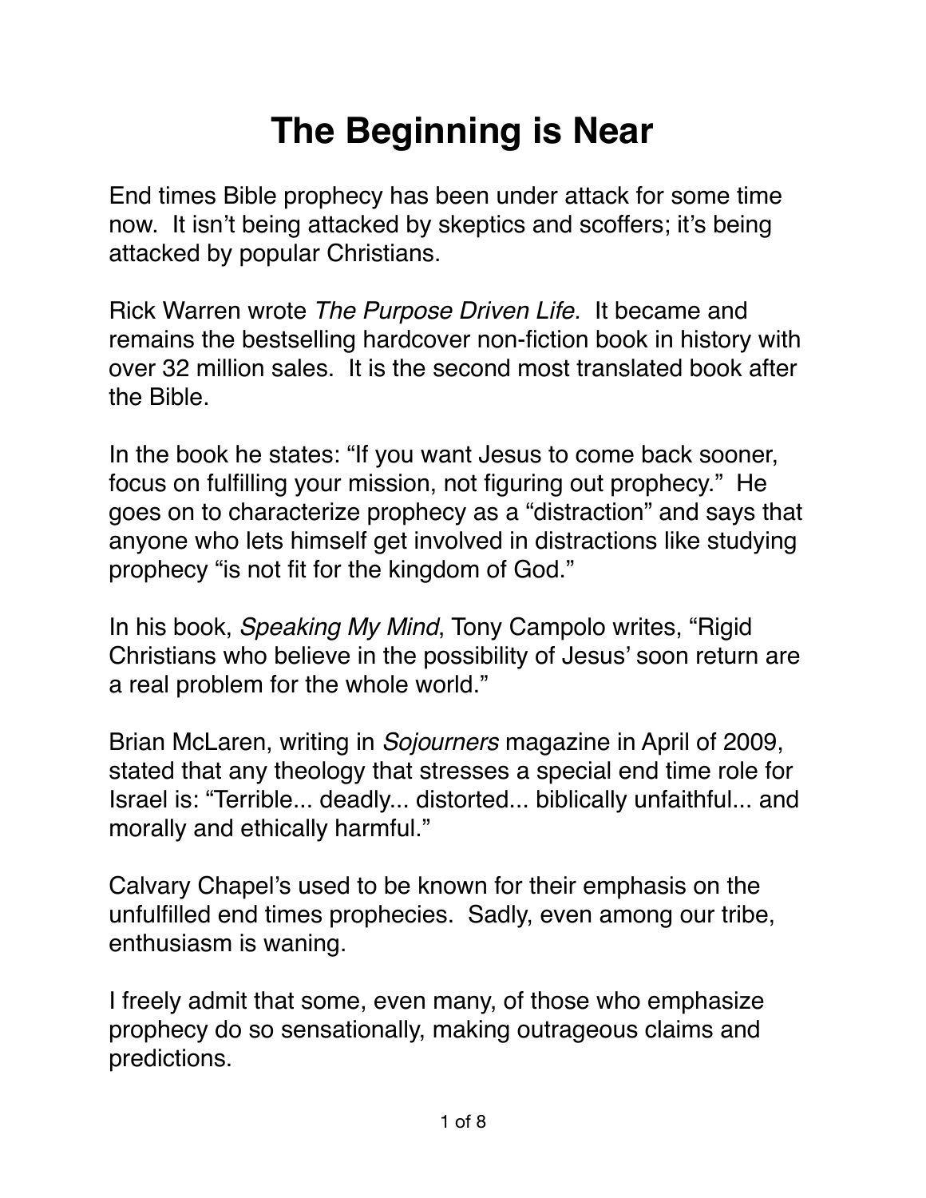# The Beginning is Near

End times Bible prophecy has been under attack for some time now. It isn't being attacked by skeptics and scoffers; it's being attacked by popular Christians.

Rick Warren wrote *The Purpose Driven Life.* It became and remains the bestselling hardcover non-fiction book in history with over 32 million sales. It is the second most translated book after the Bible.

In the book he states: "If you want Jesus to come back sooner, focus on fulfilling your mission, not figuring out prophecy." He goes on to characterize prophecy as a "distraction" and says that anyone who lets himself get involved in distractions like studying prophecy "is not fit for the kingdom of God."

In his book, *Speaking My Mind*, Tony Campolo writes, "Rigid Christians who believe in the possibility of Jesus' soon return are a real problem for the whole world."

Brian McLaren, writing in *Sojourners* magazine in April of 2009, stated that any theology that stresses a special end time role for Israel is: "Terrible... deadly... distorted... biblically unfaithful... and morally and ethically harmful."

Calvary Chapel's used to be known for their emphasis on the unfulfilled end times prophecies. Sadly, even among our tribe, enthusiasm is waning.

I freely admit that some, even many, of those who emphasize prophecy do so sensationally, making outrageous claims and predictions.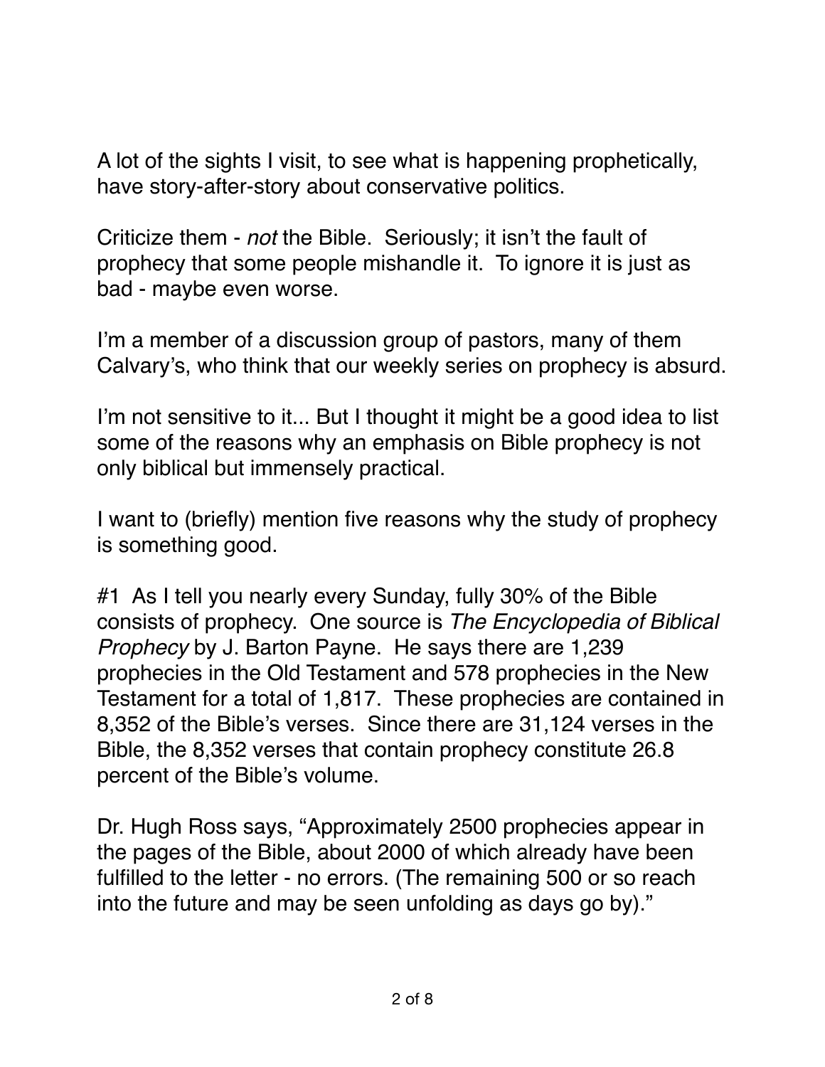A lot of the sights I visit, to see what is happening prophetically, have story-after-story about conservative politics.

Criticize them - *not* the Bible. Seriously; it isn't the fault of prophecy that some people mishandle it. To ignore it is just as bad - maybe even worse.

I'm a member of a discussion group of pastors, many of them Calvary's, who think that our weekly series on prophecy is absurd.

I'm not sensitive to it... But I thought it might be a good idea to list some of the reasons why an emphasis on Bible prophecy is not only biblical but immensely practical.

I want to (briefly) mention five reasons why the study of prophecy is something good.

#1 As I tell you nearly every Sunday, fully 30% of the Bible consists of prophecy. One source is *The Encyclopedia of Biblical Prophecy* by J. Barton Payne. He says there are 1,239 prophecies in the Old Testament and 578 prophecies in the New Testament for a total of 1,817. These prophecies are contained in 8,352 of the Bible's verses. Since there are 31,124 verses in the Bible, the 8,352 verses that contain prophecy constitute 26.8 percent of the Bible's volume.

Dr. Hugh Ross says, "Approximately 2500 prophecies appear in the pages of the Bible, about 2000 of which already have been fulfilled to the letter - no errors. (The remaining 500 or so reach into the future and may be seen unfolding as days go by)."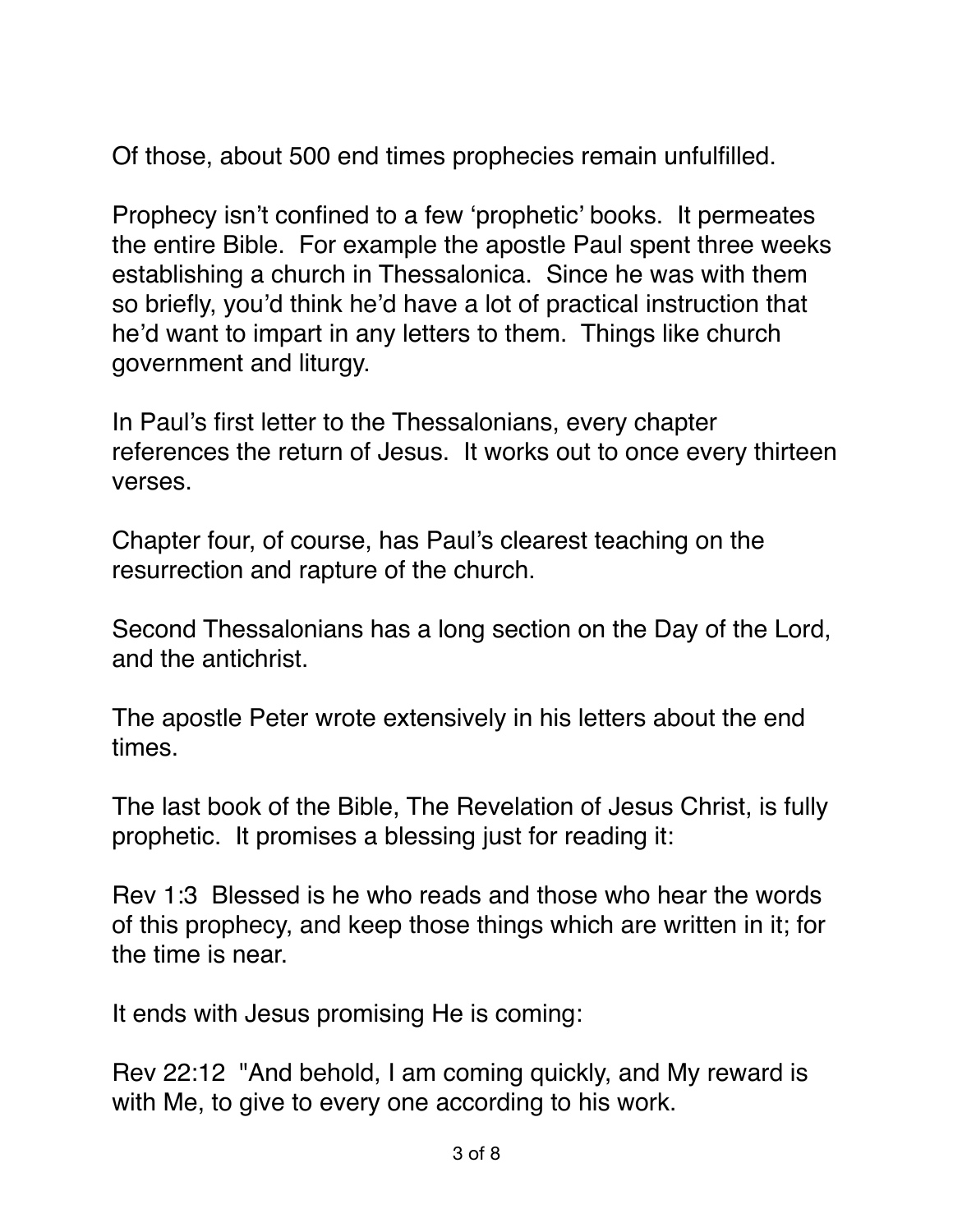Of those, about 500 end times prophecies remain unfulfilled.

Prophecy isn't confined to a few 'prophetic' books. It permeates the entire Bible. For example the apostle Paul spent three weeks establishing a church in Thessalonica. Since he was with them so briefly, you'd think he'd have a lot of practical instruction that he'd want to impart in any letters to them. Things like church government and liturgy.

In Paul's first letter to the Thessalonians, every chapter references the return of Jesus. It works out to once every thirteen verses.

Chapter four, of course, has Paul's clearest teaching on the resurrection and rapture of the church.

Second Thessalonians has a long section on the Day of the Lord, and the antichrist.

The apostle Peter wrote extensively in his letters about the end times.

The last book of the Bible, The Revelation of Jesus Christ, is fully prophetic. It promises a blessing just for reading it:

Rev 1:3 Blessed is he who reads and those who hear the words of this prophecy, and keep those things which are written in it; for the time is near.

It ends with Jesus promising He is coming:

Rev 22:12 "And behold, I am coming quickly, and My reward is with Me, to give to every one according to his work.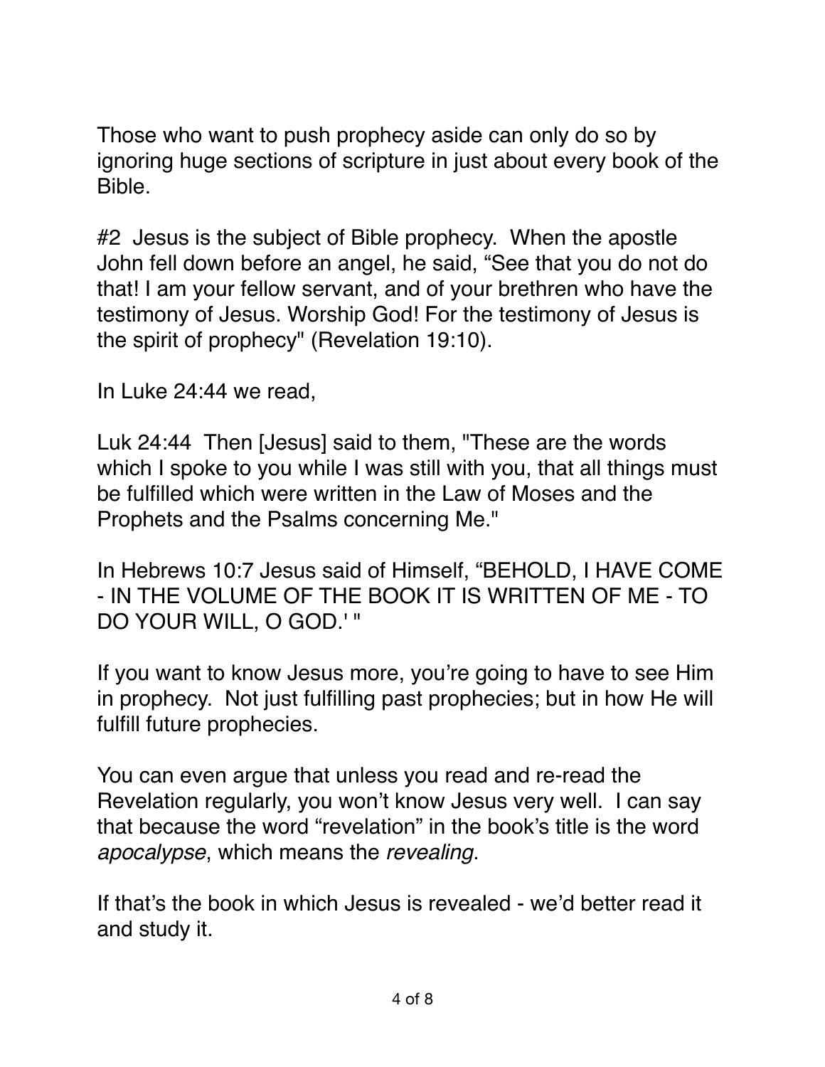Those who want to push prophecy aside can only do so by ignoring huge sections of scripture in just about every book of the Bible.

#2 Jesus is the subject of Bible prophecy. When the apostle John fell down before an angel, he said, “See that you do not do that! I am your fellow servant, and of your brethren who have the testimony of Jesus. Worship God! For the testimony of Jesus is the spirit of prophecy" (Revelation 19:10).

In Luke 24:44 we read,

Luk 24:44 Then [Jesus] said to them, "These are the words which I spoke to you while I was still with you, that all things must be fulfilled which were written in the Law of Moses and the Prophets and the Psalms concerning Me."

In Hebrews 10:7 Jesus said of Himself, “BEHOLD, I HAVE COME - IN THE VOLUME OF THE BOOK IT IS WRITTEN OF ME - TO DO YOUR WILL, O GOD.' "

If you want to know Jesus more, you’re going to have to see Him in prophecy. Not just fulfilling past prophecies; but in how He will fulfill future prophecies.

You can even argue that unless you read and re-read the Revelation regularly, you won’t know Jesus very well. I can say that because the word “revelation” in the book’s title is the word *apocalypse*, which means the *revealing*.

If that’s the book in which Jesus is revealed - we’d better read it and study it.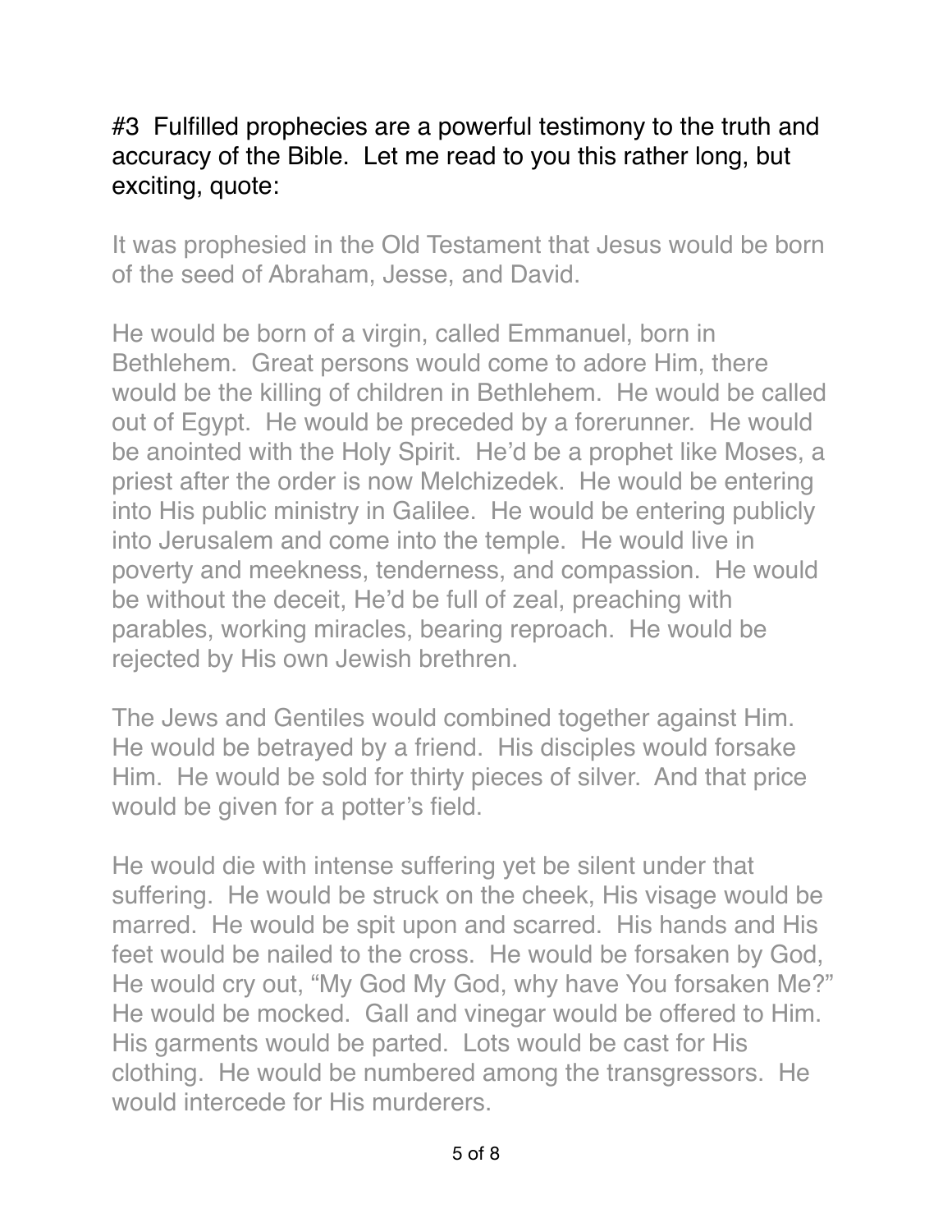#3 Fulfilled prophecies are a powerful testimony to the truth and accuracy of the Bible. Let me read to you this rather long, but exciting, quote:

It was prophesied in the Old Testament that Jesus would be born of the seed of Abraham, Jesse, and David.

He would be born of a virgin, called Emmanuel, born in Bethlehem. Great persons would come to adore Him, there would be the killing of children in Bethlehem. He would be called out of Egypt. He would be preceded by a forerunner. He would be anointed with the Holy Spirit. He'd be a prophet like Moses, a priest after the order is now Melchizedek. He would be entering into His public ministry in Galilee. He would be entering publicly into Jerusalem and come into the temple. He would live in poverty and meekness, tenderness, and compassion. He would be without the deceit, He'd be full of zeal, preaching with parables, working miracles, bearing reproach. He would be rejected by His own Jewish brethren.

The Jews and Gentiles would combined together against Him. He would be betrayed by a friend. His disciples would forsake Him. He would be sold for thirty pieces of silver. And that price would be given for a potter's field.

He would die with intense suffering yet be silent under that suffering. He would be struck on the cheek, His visage would be marred. He would be spit upon and scarred. His hands and His feet would be nailed to the cross. He would be forsaken by God, He would cry out, "My God My God, why have You forsaken Me?" He would be mocked. Gall and vinegar would be offered to Him. His garments would be parted. Lots would be cast for His clothing. He would be numbered among the transgressors. He would intercede for His murderers.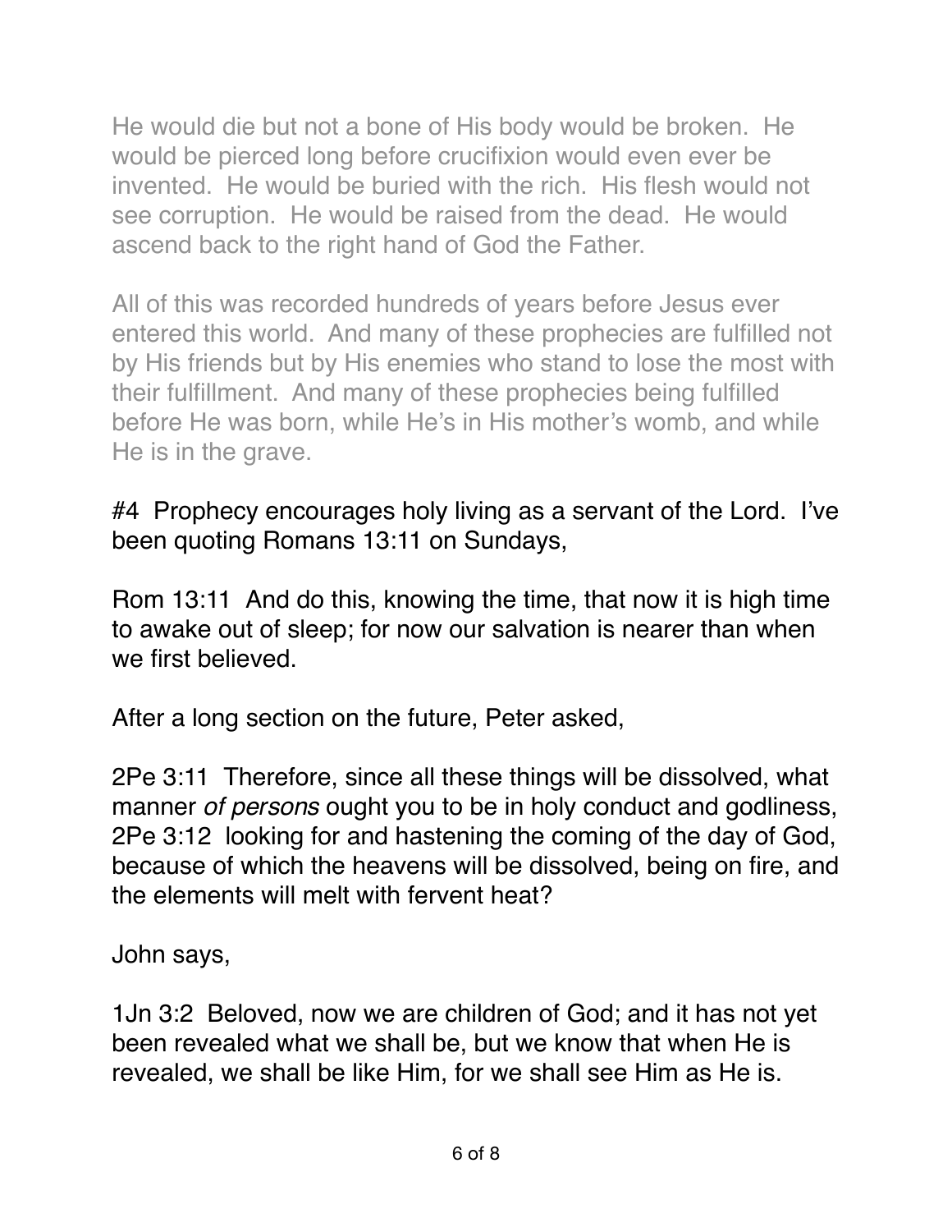He would die but not a bone of His body would be broken. He would be pierced long before crucifixion would even ever be invented. He would be buried with the rich. His flesh would not see corruption. He would be raised from the dead. He would ascend back to the right hand of God the Father.

All of this was recorded hundreds of years before Jesus ever entered this world. And many of these prophecies are fulfilled not by His friends but by His enemies who stand to lose the most with their fulfillment. And many of these prophecies being fulfilled before He was born, while He's in His mother's womb, and while He is in the grave.

#4 Prophecy encourages holy living as a servant of the Lord. I've been quoting Romans 13:11 on Sundays,

Rom 13:11 And do this, knowing the time, that now it is high time to awake out of sleep; for now our salvation is nearer than when we first believed.

After a long section on the future, Peter asked,

2Pe 3:11 Therefore, since all these things will be dissolved, what manner *of persons* ought you to be in holy conduct and godliness,
2Pe 3:12 looking for and hastening the coming of the day of God, because of which the heavens will be dissolved, being on fire, and the elements will melt with fervent heat?

John says,

1Jn 3:2 Beloved, now we are children of God; and it has not yet been revealed what we shall be, but we know that when He is revealed, we shall be like Him, for we shall see Him as He is.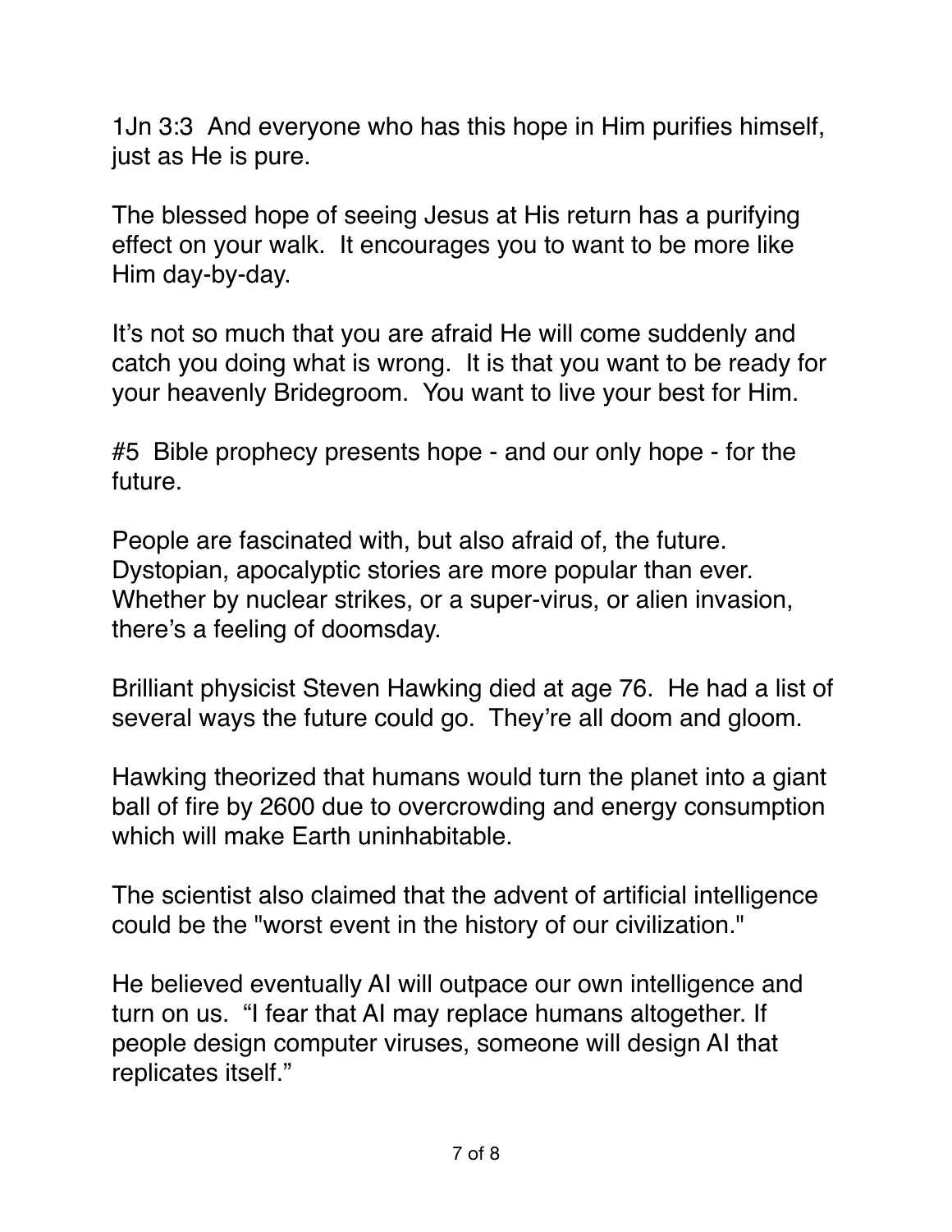1Jn 3:3  And everyone who has this hope in Him purifies himself, just as He is pure.

The blessed hope of seeing Jesus at His return has a purifying effect on your walk.  It encourages you to want to be more like Him day-by-day.

It's not so much that you are afraid He will come suddenly and catch you doing what is wrong.  It is that you want to be ready for your heavenly Bridegroom.  You want to live your best for Him.

#5  Bible prophecy presents hope - and our only hope - for the future.

People are fascinated with, but also afraid of, the future. Dystopian, apocalyptic stories are more popular than ever. Whether by nuclear strikes, or a super-virus, or alien invasion, there's a feeling of doomsday.

Brilliant physicist Steven Hawking died at age 76.  He had a list of several ways the future could go.  They're all doom and gloom.

Hawking theorized that humans would turn the planet into a giant ball of fire by 2600 due to overcrowding and energy consumption which will make Earth uninhabitable.

The scientist also claimed that the advent of artificial intelligence could be the "worst event in the history of our civilization."

He believed eventually AI will outpace our own intelligence and turn on us.  "I fear that AI may replace humans altogether. If people design computer viruses, someone will design AI that replicates itself."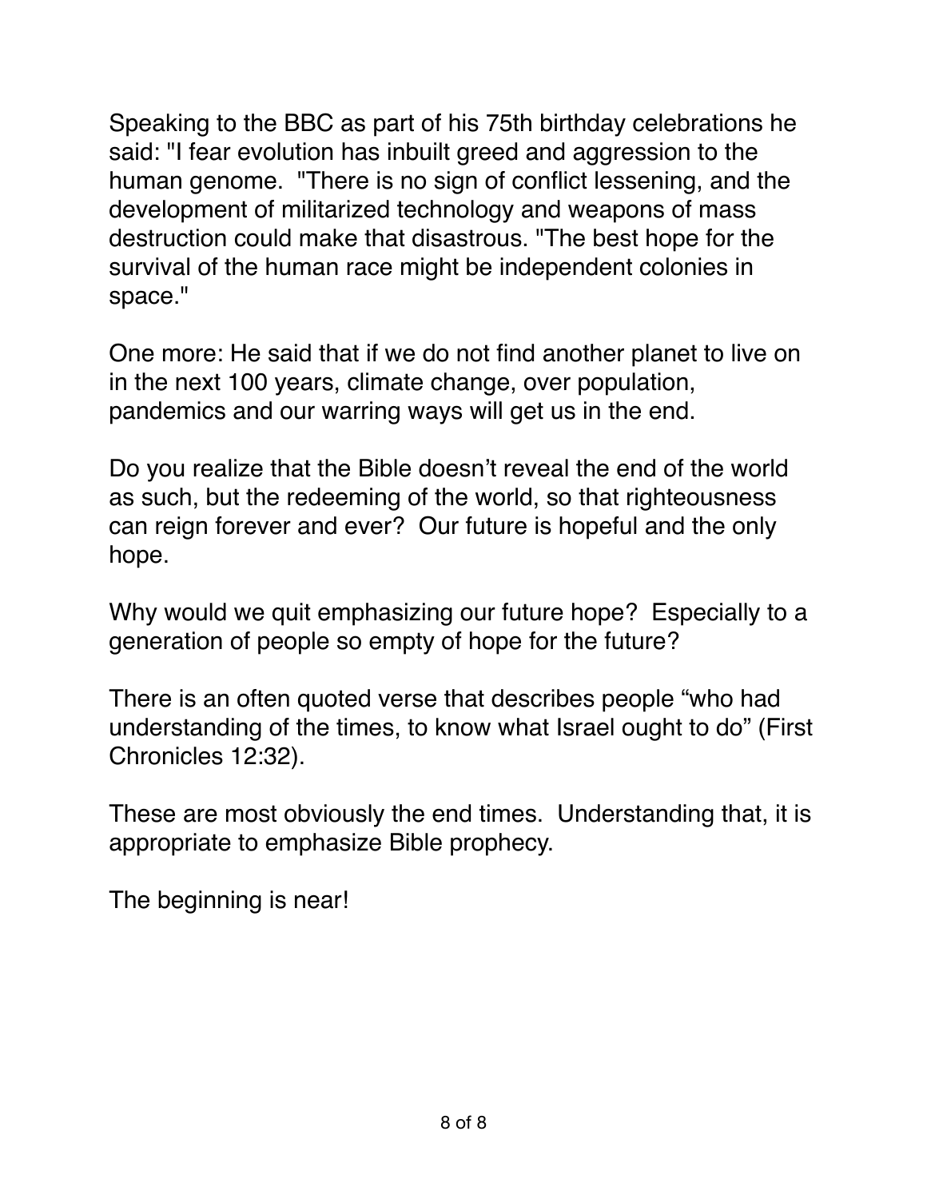Speaking to the BBC as part of his 75th birthday celebrations he said: "I fear evolution has inbuilt greed and aggression to the human genome. "There is no sign of conflict lessening, and the development of militarized technology and weapons of mass destruction could make that disastrous. "The best hope for the survival of the human race might be independent colonies in space."

One more: He said that if we do not find another planet to live on in the next 100 years, climate change, over population, pandemics and our warring ways will get us in the end.

Do you realize that the Bible doesn't reveal the end of the world as such, but the redeeming of the world, so that righteousness can reign forever and ever? Our future is hopeful and the only hope.

Why would we quit emphasizing our future hope? Especially to a generation of people so empty of hope for the future?

There is an often quoted verse that describes people "who had understanding of the times, to know what Israel ought to do" (First Chronicles 12:32).

These are most obviously the end times. Understanding that, it is appropriate to emphasize Bible prophecy.

The beginning is near!